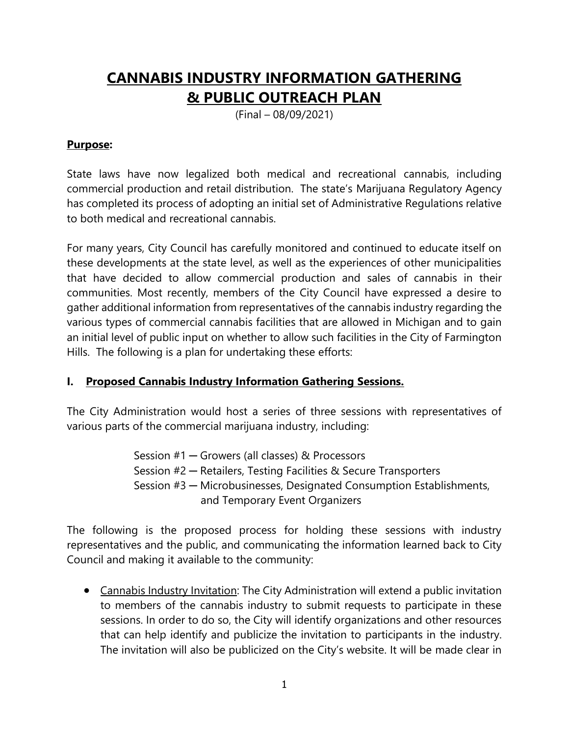# CANNABIS INDUSTRY INFORMATION GATHERING & PUBLIC OUTREACH PLAN

(Final – 08/09/2021)

**Purpose:**

State laws have now legalized both medical and recreational cannabis, including commercial production and retail distribution. The state's Marijuana Regulatory Agency has completed its process of adopting an initial set of Administrative Regulations relative to both medical and recreational cannabis.

For many years, City Council has carefully monitored and continued to educate itself on these developments at the state level, as well as the experiences of other municipalities that have decided to allow commercial production and sales of cannabis in their communities. Most recently, members of the City Council have expressed a desire to gather additional information from representatives of the cannabis industry regarding the various types of commercial cannabis facilities that are allowed in Michigan and to gain an initial level of public input on whether to allow such facilities in the City of Farmington Hills. The following is a plan for undertaking these efforts:

## I. Proposed Cannabis Industry Information Gathering Sessions.

The City Administration would host a series of three sessions with representatives of various parts of the commercial marijuana industry, including:

Session #1 ─ Growers (all classes) & Processors
Session #2 ─ Retailers, Testing Facilities & Secure Transporters
Session #3 ─ Microbusinesses, Designated Consumption Establishments, and Temporary Event Organizers

The following is the proposed process for holding these sessions with industry representatives and the public, and communicating the information learned back to City Council and making it available to the community:

- Cannabis Industry Invitation: The City Administration will extend a public invitation to members of the cannabis industry to submit requests to participate in these sessions. In order to do so, the City will identify organizations and other resources that can help identify and publicize the invitation to participants in the industry. The invitation will also be publicized on the City's website. It will be made clear in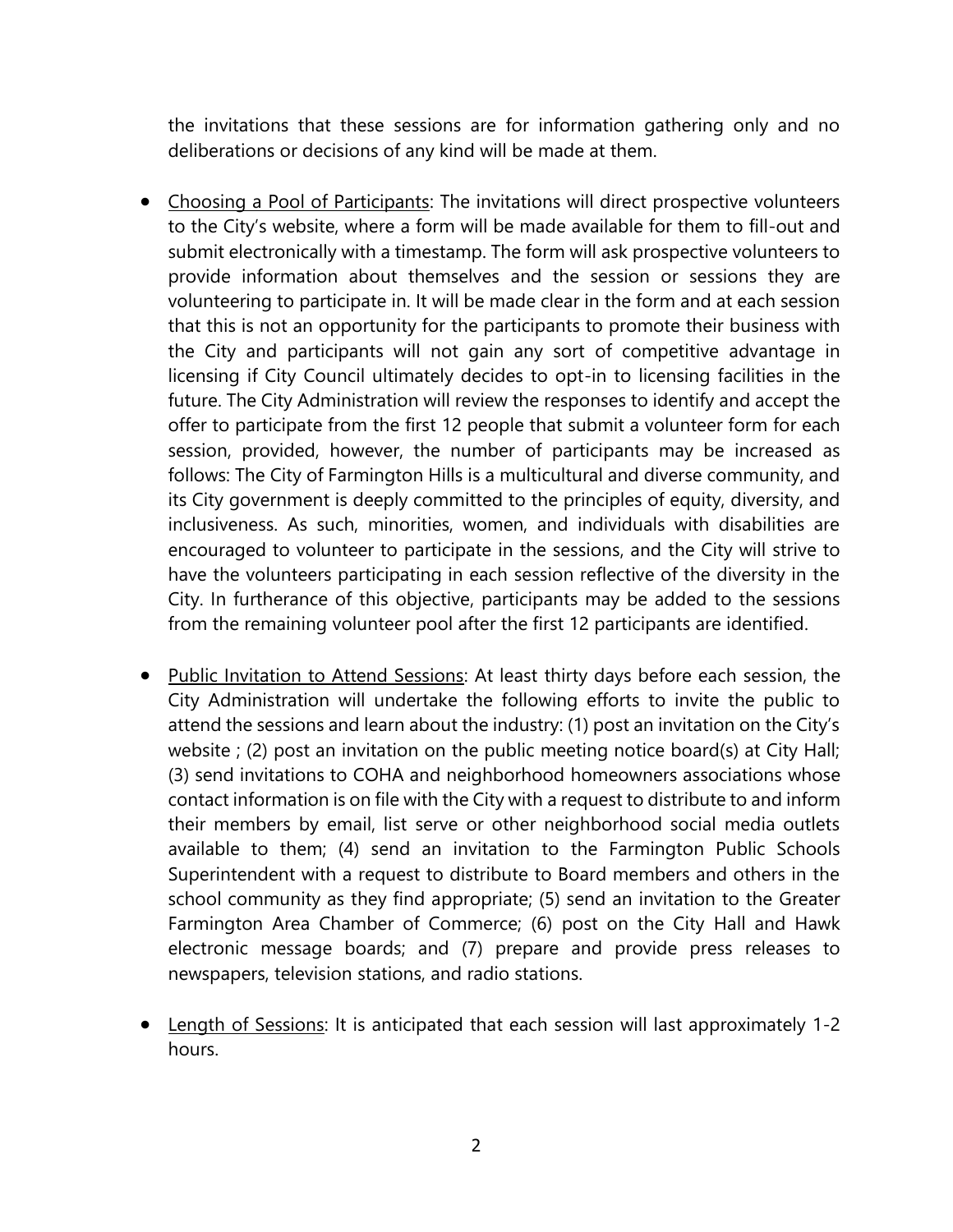the invitations that these sessions are for information gathering only and no deliberations or decisions of any kind will be made at them.

- Choosing a Pool of Participants: The invitations will direct prospective volunteers to the City's website, where a form will be made available for them to fill-out and submit electronically with a timestamp. The form will ask prospective volunteers to provide information about themselves and the session or sessions they are volunteering to participate in. It will be made clear in the form and at each session that this is not an opportunity for the participants to promote their business with the City and participants will not gain any sort of competitive advantage in licensing if City Council ultimately decides to opt-in to licensing facilities in the future. The City Administration will review the responses to identify and accept the offer to participate from the first 12 people that submit a volunteer form for each session, provided, however, the number of participants may be increased as follows: The City of Farmington Hills is a multicultural and diverse community, and its City government is deeply committed to the principles of equity, diversity, and inclusiveness. As such, minorities, women, and individuals with disabilities are encouraged to volunteer to participate in the sessions, and the City will strive to have the volunteers participating in each session reflective of the diversity in the City. In furtherance of this objective, participants may be added to the sessions from the remaining volunteer pool after the first 12 participants are identified.

- Public Invitation to Attend Sessions: At least thirty days before each session, the City Administration will undertake the following efforts to invite the public to attend the sessions and learn about the industry: (1) post an invitation on the City's website ; (2) post an invitation on the public meeting notice board(s) at City Hall; (3) send invitations to COHA and neighborhood homeowners associations whose contact information is on file with the City with a request to distribute to and inform their members by email, list serve or other neighborhood social media outlets available to them; (4) send an invitation to the Farmington Public Schools Superintendent with a request to distribute to Board members and others in the school community as they find appropriate; (5) send an invitation to the Greater Farmington Area Chamber of Commerce; (6) post on the City Hall and Hawk electronic message boards; and (7) prepare and provide press releases to newspapers, television stations, and radio stations.

- Length of Sessions: It is anticipated that each session will last approximately 1-2 hours.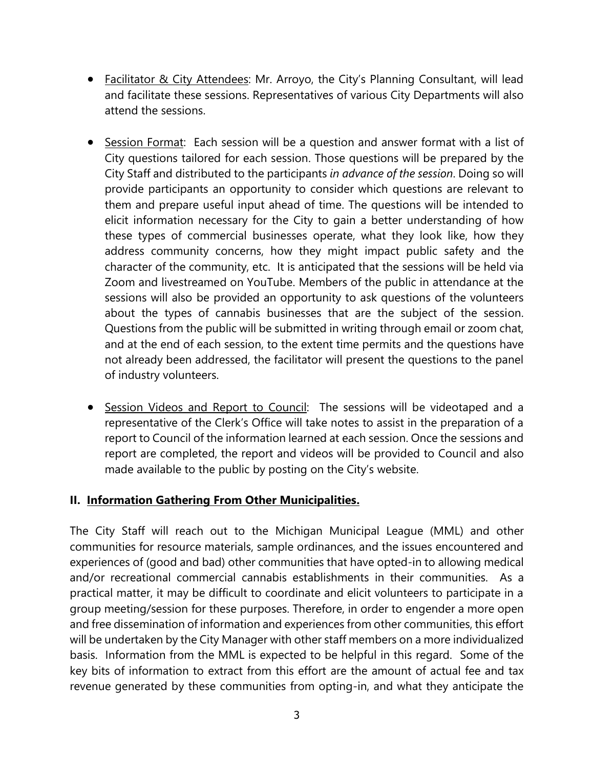- Facilitator & City Attendees: Mr. Arroyo, the City's Planning Consultant, will lead and facilitate these sessions. Representatives of various City Departments will also attend the sessions.

- Session Format: Each session will be a question and answer format with a list of City questions tailored for each session. Those questions will be prepared by the City Staff and distributed to the participants *in advance of the session*. Doing so will provide participants an opportunity to consider which questions are relevant to them and prepare useful input ahead of time. The questions will be intended to elicit information necessary for the City to gain a better understanding of how these types of commercial businesses operate, what they look like, how they address community concerns, how they might impact public safety and the character of the community, etc. It is anticipated that the sessions will be held via Zoom and livestreamed on YouTube. Members of the public in attendance at the sessions will also be provided an opportunity to ask questions of the volunteers about the types of cannabis businesses that are the subject of the session. Questions from the public will be submitted in writing through email or zoom chat, and at the end of each session, to the extent time permits and the questions have not already been addressed, the facilitator will present the questions to the panel of industry volunteers.

- Session Videos and Report to Council: The sessions will be videotaped and a representative of the Clerk's Office will take notes to assist in the preparation of a report to Council of the information learned at each session. Once the sessions and report are completed, the report and videos will be provided to Council and also made available to the public by posting on the City's website.

## II. Information Gathering From Other Municipalities.

The City Staff will reach out to the Michigan Municipal League (MML) and other communities for resource materials, sample ordinances, and the issues encountered and experiences of (good and bad) other communities that have opted-in to allowing medical and/or recreational commercial cannabis establishments in their communities. As a practical matter, it may be difficult to coordinate and elicit volunteers to participate in a group meeting/session for these purposes. Therefore, in order to engender a more open and free dissemination of information and experiences from other communities, this effort will be undertaken by the City Manager with other staff members on a more individualized basis. Information from the MML is expected to be helpful in this regard. Some of the key bits of information to extract from this effort are the amount of actual fee and tax revenue generated by these communities from opting-in, and what they anticipate the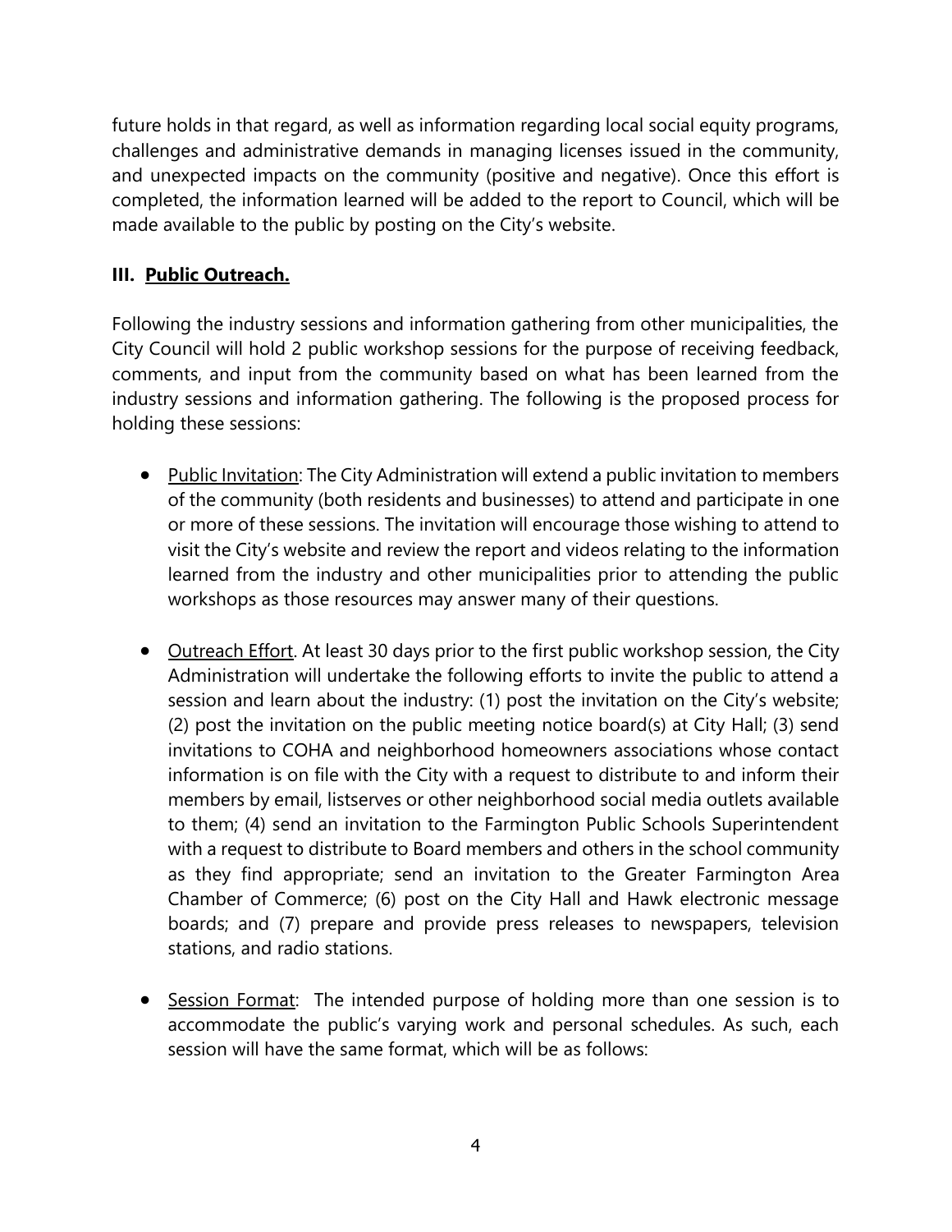future holds in that regard, as well as information regarding local social equity programs, challenges and administrative demands in managing licenses issued in the community, and unexpected impacts on the community (positive and negative). Once this effort is completed, the information learned will be added to the report to Council, which will be made available to the public by posting on the City's website.

### III. Public Outreach.

Following the industry sessions and information gathering from other municipalities, the City Council will hold 2 public workshop sessions for the purpose of receiving feedback, comments, and input from the community based on what has been learned from the industry sessions and information gathering. The following is the proposed process for holding these sessions:

- Public Invitation: The City Administration will extend a public invitation to members of the community (both residents and businesses) to attend and participate in one or more of these sessions. The invitation will encourage those wishing to attend to visit the City's website and review the report and videos relating to the information learned from the industry and other municipalities prior to attending the public workshops as those resources may answer many of their questions.

- Outreach Effort. At least 30 days prior to the first public workshop session, the City Administration will undertake the following efforts to invite the public to attend a session and learn about the industry: (1) post the invitation on the City's website; (2) post the invitation on the public meeting notice board(s) at City Hall; (3) send invitations to COHA and neighborhood homeowners associations whose contact information is on file with the City with a request to distribute to and inform their members by email, listserves or other neighborhood social media outlets available to them; (4) send an invitation to the Farmington Public Schools Superintendent with a request to distribute to Board members and others in the school community as they find appropriate; send an invitation to the Greater Farmington Area Chamber of Commerce; (6) post on the City Hall and Hawk electronic message boards; and (7) prepare and provide press releases to newspapers, television stations, and radio stations.

- Session Format: The intended purpose of holding more than one session is to accommodate the public's varying work and personal schedules. As such, each session will have the same format, which will be as follows: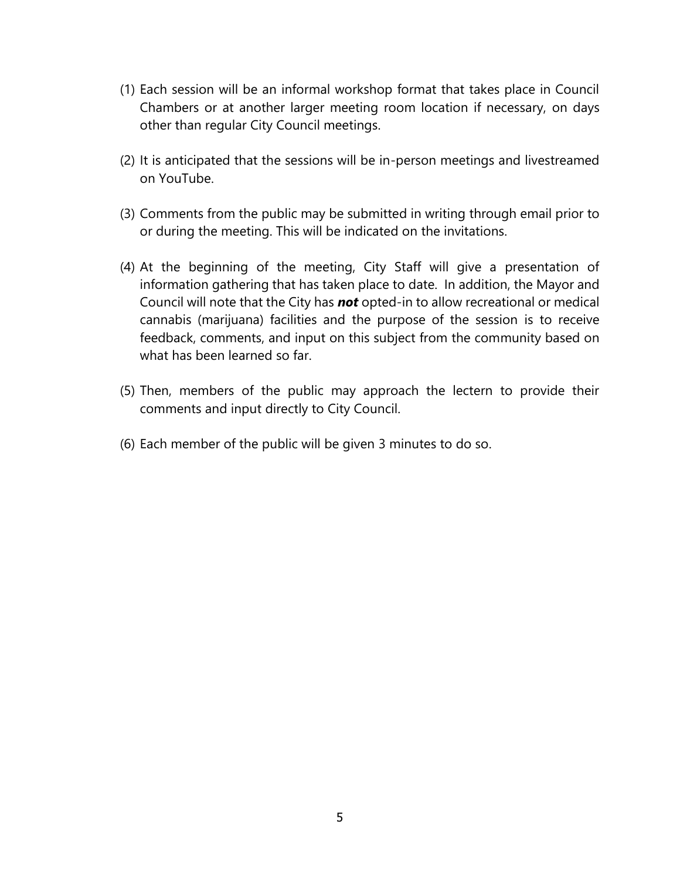(1) Each session will be an informal workshop format that takes place in Council Chambers or at another larger meeting room location if necessary, on days other than regular City Council meetings.

(2) It is anticipated that the sessions will be in-person meetings and livestreamed on YouTube.

(3) Comments from the public may be submitted in writing through email prior to or during the meeting. This will be indicated on the invitations.

(4) At the beginning of the meeting, City Staff will give a presentation of information gathering that has taken place to date. In addition, the Mayor and Council will note that the City has ***not*** opted-in to allow recreational or medical cannabis (marijuana) facilities and the purpose of the session is to receive feedback, comments, and input on this subject from the community based on what has been learned so far.

(5) Then, members of the public may approach the lectern to provide their comments and input directly to City Council.

(6) Each member of the public will be given 3 minutes to do so.